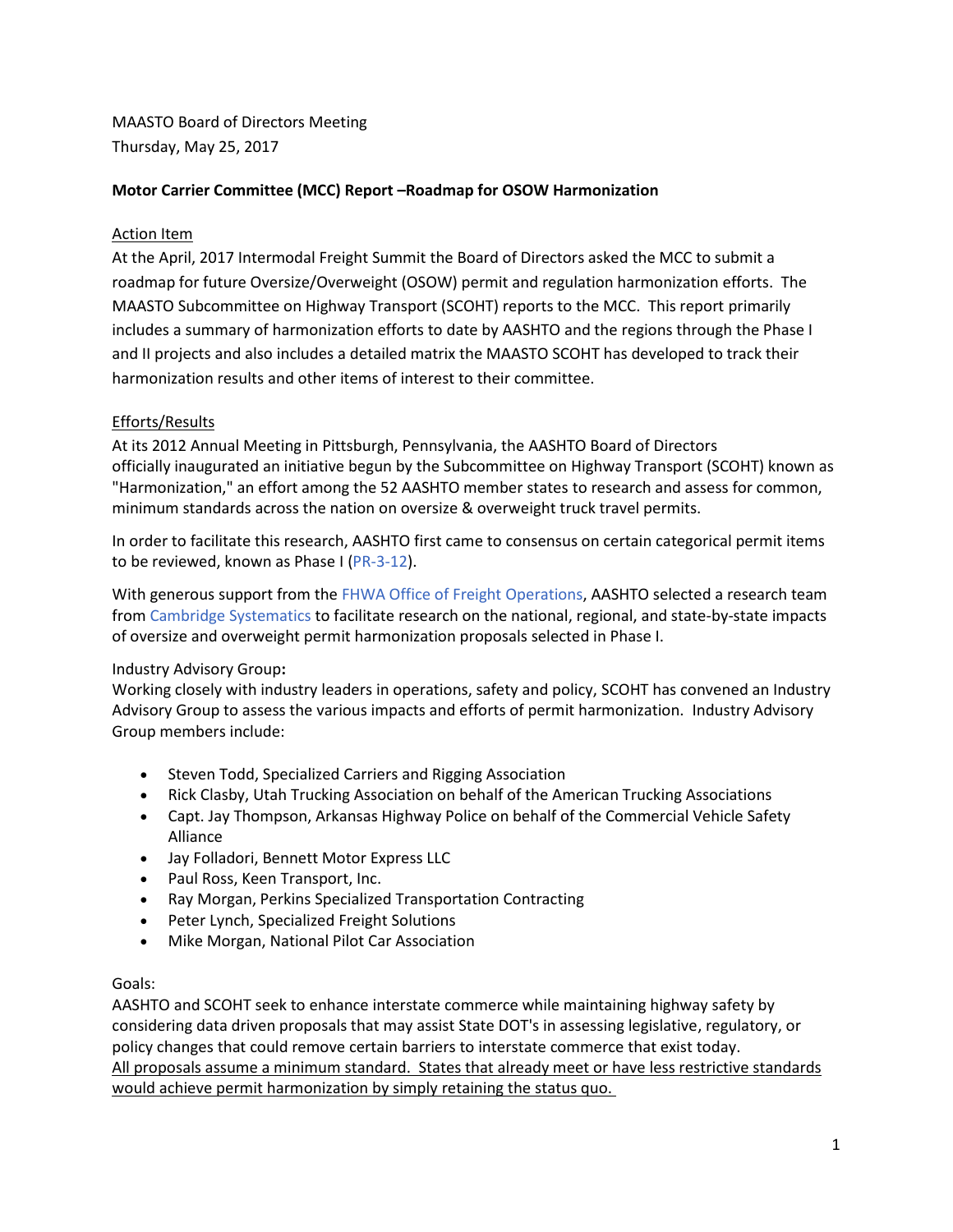MAASTO Board of Directors Meeting
Thursday, May 25, 2017

**Motor Carrier Committee (MCC) Report –Roadmap for OSOW Harmonization**

Action Item

At the April, 2017 Intermodal Freight Summit the Board of Directors asked the MCC to submit a roadmap for future Oversize/Overweight (OSOW) permit and regulation harmonization efforts. The MAASTO Subcommittee on Highway Transport (SCOHT) reports to the MCC. This report primarily includes a summary of harmonization efforts to date by AASHTO and the regions through the Phase I and II projects and also includes a detailed matrix the MAASTO SCOHT has developed to track their harmonization results and other items of interest to their committee.

Efforts/Results

At its 2012 Annual Meeting in Pittsburgh, Pennsylvania, the AASHTO Board of Directors officially inaugurated an initiative begun by the Subcommittee on Highway Transport (SCOHT) known as "Harmonization," an effort among the 52 AASHTO member states to research and assess for common, minimum standards across the nation on oversize & overweight truck travel permits.

In order to facilitate this research, AASHTO first came to consensus on certain categorical permit items to be reviewed, known as Phase I (PR-3-12).

With generous support from the FHWA Office of Freight Operations, AASHTO selected a research team from Cambridge Systematics to facilitate research on the national, regional, and state-by-state impacts of oversize and overweight permit harmonization proposals selected in Phase I.

Industry Advisory Group**:**

Working closely with industry leaders in operations, safety and policy, SCOHT has convened an Industry Advisory Group to assess the various impacts and efforts of permit harmonization. Industry Advisory Group members include:

- Steven Todd, Specialized Carriers and Rigging Association
- Rick Clasby, Utah Trucking Association on behalf of the American Trucking Associations
- Capt. Jay Thompson, Arkansas Highway Police on behalf of the Commercial Vehicle Safety Alliance
- Jay Folladori, Bennett Motor Express LLC
- Paul Ross, Keen Transport, Inc.
- Ray Morgan, Perkins Specialized Transportation Contracting
- Peter Lynch, Specialized Freight Solutions
- Mike Morgan, National Pilot Car Association

Goals:

AASHTO and SCOHT seek to enhance interstate commerce while maintaining highway safety by considering data driven proposals that may assist State DOT's in assessing legislative, regulatory, or policy changes that could remove certain barriers to interstate commerce that exist today.
<u>All proposals assume a minimum standard. States that already meet or have less restrictive standards would achieve permit harmonization by simply retaining the status quo.</u>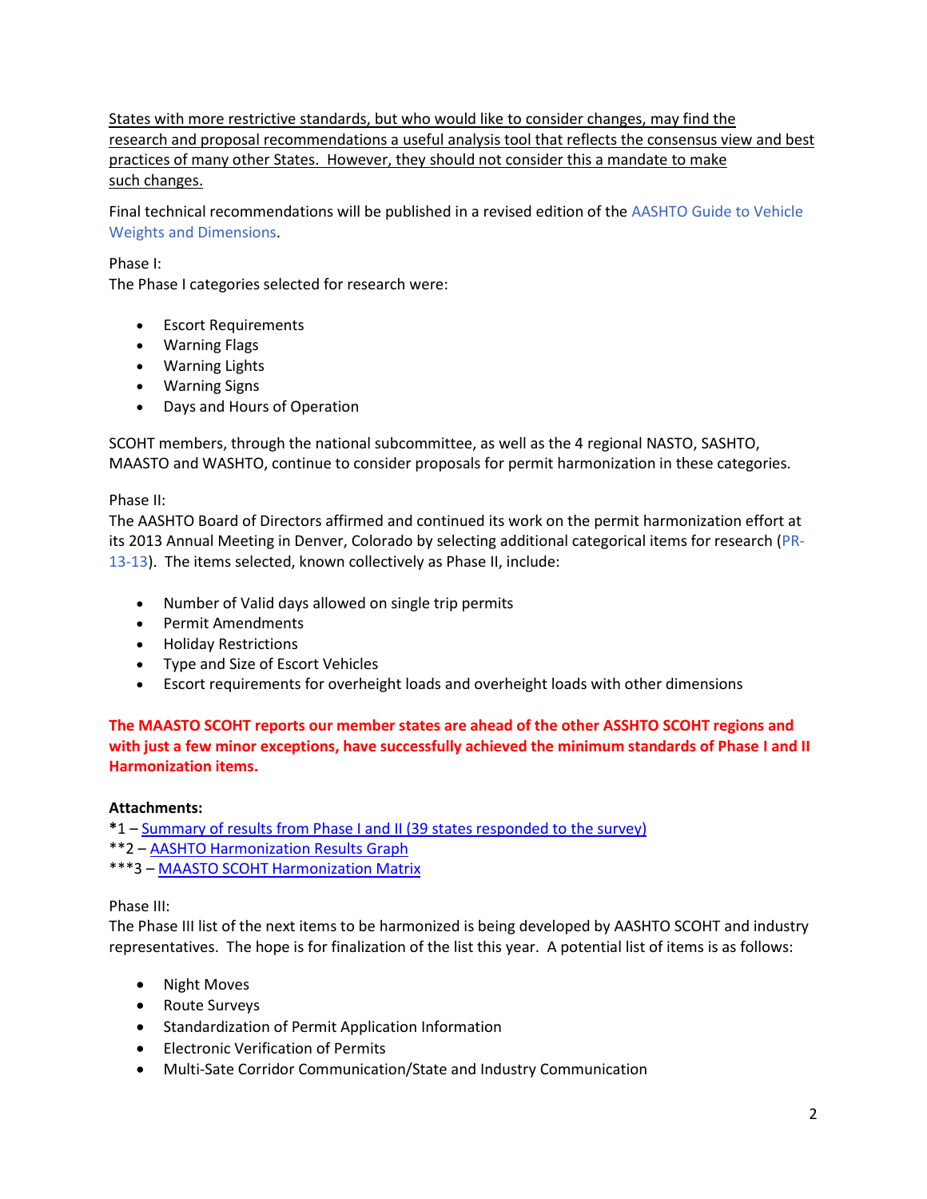States with more restrictive standards, but who would like to consider changes, may find the research and proposal recommendations a useful analysis tool that reflects the consensus view and best practices of many other States. However, they should not consider this a mandate to make such changes.

Final technical recommendations will be published in a revised edition of the AASHTO Guide to Vehicle Weights and Dimensions.

Phase I:
The Phase I categories selected for research were:

- Escort Requirements
- Warning Flags
- Warning Lights
- Warning Signs
- Days and Hours of Operation

SCOHT members, through the national subcommittee, as well as the 4 regional NASTO, SASHTO, MAASTO and WASHTO, continue to consider proposals for permit harmonization in these categories.

Phase II:
The AASHTO Board of Directors affirmed and continued its work on the permit harmonization effort at its 2013 Annual Meeting in Denver, Colorado by selecting additional categorical items for research (PR-13-13). The items selected, known collectively as Phase II, include:

- Number of Valid days allowed on single trip permits
- Permit Amendments
- Holiday Restrictions
- Type and Size of Escort Vehicles
- Escort requirements for overheight loads and overheight loads with other dimensions

**The MAASTO SCOHT reports our member states are ahead of the other ASSHTO SCOHT regions and with just a few minor exceptions, have successfully achieved the minimum standards of Phase I and II Harmonization items.**

**Attachments:**
**\***1 – Summary of results from Phase I and II (39 states responded to the survey)
\*\*2 – AASHTO Harmonization Results Graph
\*\*\*3 – MAASTO SCOHT Harmonization Matrix

Phase III:
The Phase III list of the next items to be harmonized is being developed by AASHTO SCOHT and industry representatives. The hope is for finalization of the list this year. A potential list of items is as follows:

- Night Moves
- Route Surveys
- Standardization of Permit Application Information
- Electronic Verification of Permits
- Multi-Sate Corridor Communication/State and Industry Communication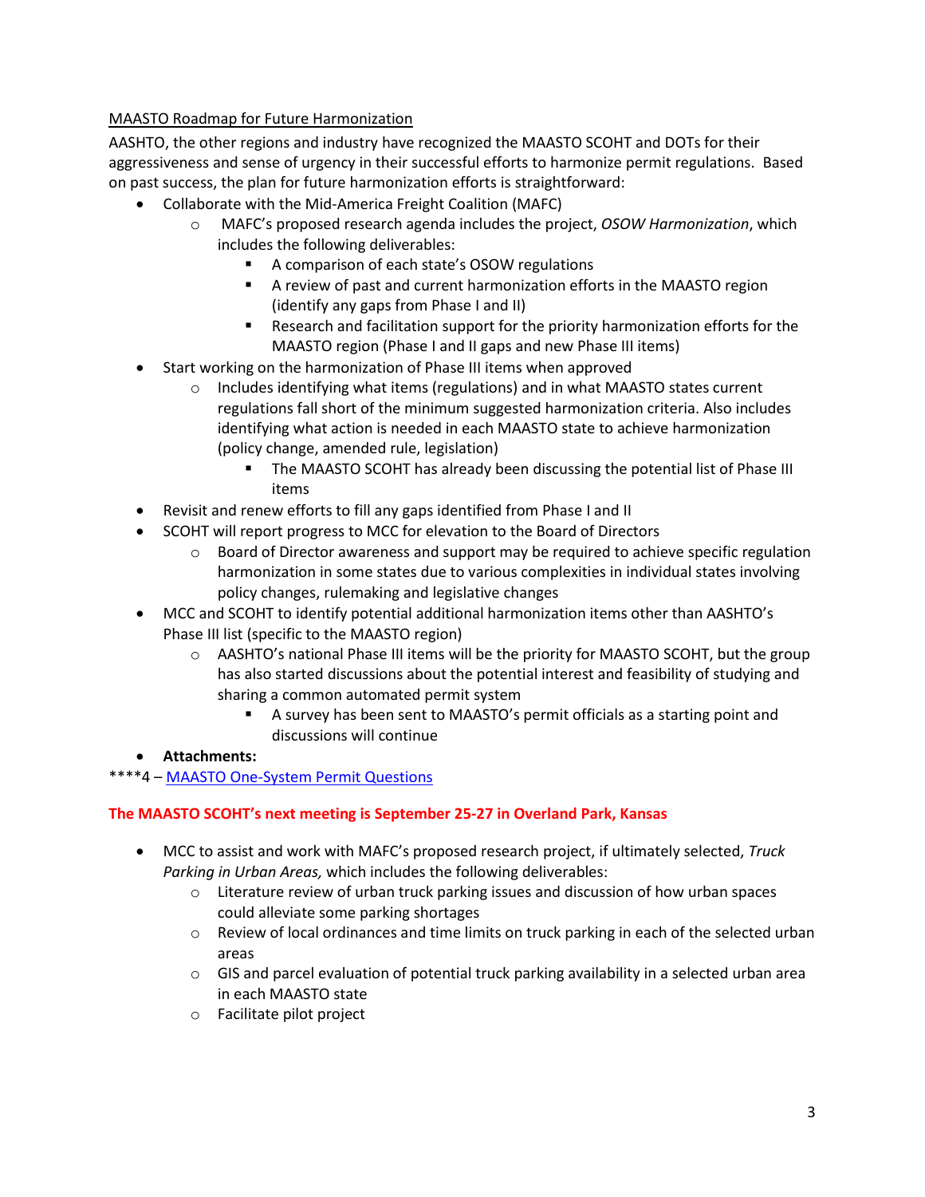MAASTO Roadmap for Future Harmonization

AASHTO, the other regions and industry have recognized the MAASTO SCOHT and DOTs for their aggressiveness and sense of urgency in their successful efforts to harmonize permit regulations. Based on past success, the plan for future harmonization efforts is straightforward:

- Collaborate with the Mid-America Freight Coalition (MAFC)
  - MAFC's proposed research agenda includes the project, *OSOW Harmonization*, which includes the following deliverables:
    - A comparison of each state's OSOW regulations
    - A review of past and current harmonization efforts in the MAASTO region (identify any gaps from Phase I and II)
    - Research and facilitation support for the priority harmonization efforts for the MAASTO region (Phase I and II gaps and new Phase III items)
- Start working on the harmonization of Phase III items when approved
  - Includes identifying what items (regulations) and in what MAASTO states current regulations fall short of the minimum suggested harmonization criteria. Also includes identifying what action is needed in each MAASTO state to achieve harmonization (policy change, amended rule, legislation)
    - The MAASTO SCOHT has already been discussing the potential list of Phase III items
- Revisit and renew efforts to fill any gaps identified from Phase I and II
- SCOHT will report progress to MCC for elevation to the Board of Directors
  - Board of Director awareness and support may be required to achieve specific regulation harmonization in some states due to various complexities in individual states involving policy changes, rulemaking and legislative changes
- MCC and SCOHT to identify potential additional harmonization items other than AASHTO's Phase III list (specific to the MAASTO region)
  - AASHTO's national Phase III items will be the priority for MAASTO SCOHT, but the group has also started discussions about the potential interest and feasibility of studying and sharing a common automated permit system
    - A survey has been sent to MAASTO's permit officials as a starting point and discussions will continue
- **Attachments:**

****4 – MAASTO One-System Permit Questions

**The MAASTO SCOHT's next meeting is September 25-27 in Overland Park, Kansas**

- MCC to assist and work with MAFC's proposed research project, if ultimately selected, *Truck Parking in Urban Areas,* which includes the following deliverables:
  - Literature review of urban truck parking issues and discussion of how urban spaces could alleviate some parking shortages
  - Review of local ordinances and time limits on truck parking in each of the selected urban areas
  - GIS and parcel evaluation of potential truck parking availability in a selected urban area in each MAASTO state
  - Facilitate pilot project